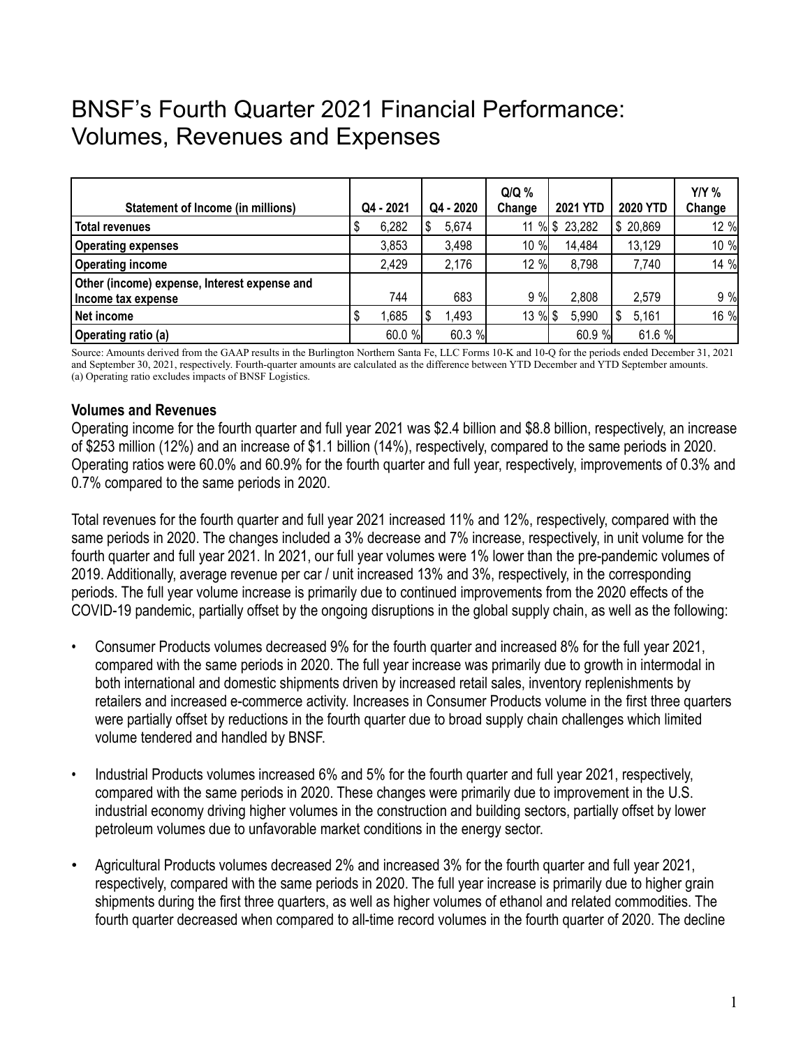# BNSF's Fourth Quarter 2021 Financial Performance: Volumes, Revenues and Expenses

| Statement of Income (in millions) | Q4 - 2021 | Q4 - 2020 | Q/Q % Change | 2021 YTD | 2020 YTD | Y/Y % Change |
|---|---|---|---|---|---|---|
| **Total revenues** | $ 6,282 | $ 5,674 | 11 % | $ 23,282 | $ 20,869 | 12 % |
| **Operating expenses** | 3,853 | 3,498 | 10 % | 14,484 | 13,129 | 10 % |
| **Operating income** | 2,429 | 2,176 | 12 % | 8,798 | 7,740 | 14 % |
| **Other (income) expense, Interest expense and Income tax expense** | 744 | 683 | 9 % | 2,808 | 2,579 | 9 % |
| **Net income** | $ 1,685 | $ 1,493 | 13 % | $ 5,990 | $ 5,161 | 16 % |
| **Operating ratio (a)** | 60.0 % | 60.3 % | | 60.9 % | 61.6 % | |

Source: Amounts derived from the GAAP results in the Burlington Northern Santa Fe, LLC Forms 10-K and 10-Q for the periods ended December 31, 2021 and September 30, 2021, respectively. Fourth-quarter amounts are calculated as the difference between YTD December and YTD September amounts.
(a) Operating ratio excludes impacts of BNSF Logistics.

### Volumes and Revenues

Operating income for the fourth quarter and full year 2021 was $2.4 billion and $8.8 billion, respectively, an increase of $253 million (12%) and an increase of $1.1 billion (14%), respectively, compared to the same periods in 2020. Operating ratios were 60.0% and 60.9% for the fourth quarter and full year, respectively, improvements of 0.3% and 0.7% compared to the same periods in 2020.

Total revenues for the fourth quarter and full year 2021 increased 11% and 12%, respectively, compared with the same periods in 2020. The changes included a 3% decrease and 7% increase, respectively, in unit volume for the fourth quarter and full year 2021. In 2021, our full year volumes were 1% lower than the pre-pandemic volumes of 2019. Additionally, average revenue per car / unit increased 13% and 3%, respectively, in the corresponding periods. The full year volume increase is primarily due to continued improvements from the 2020 effects of the COVID-19 pandemic, partially offset by the ongoing disruptions in the global supply chain, as well as the following:

- Consumer Products volumes decreased 9% for the fourth quarter and increased 8% for the full year 2021, compared with the same periods in 2020. The full year increase was primarily due to growth in intermodal in both international and domestic shipments driven by increased retail sales, inventory replenishments by retailers and increased e-commerce activity. Increases in Consumer Products volume in the first three quarters were partially offset by reductions in the fourth quarter due to broad supply chain challenges which limited volume tendered and handled by BNSF.

- Industrial Products volumes increased 6% and 5% for the fourth quarter and full year 2021, respectively, compared with the same periods in 2020. These changes were primarily due to improvement in the U.S. industrial economy driving higher volumes in the construction and building sectors, partially offset by lower petroleum volumes due to unfavorable market conditions in the energy sector.

- Agricultural Products volumes decreased 2% and increased 3% for the fourth quarter and full year 2021, respectively, compared with the same periods in 2020. The full year increase is primarily due to higher grain shipments during the first three quarters, as well as higher volumes of ethanol and related commodities. The fourth quarter decreased when compared to all-time record volumes in the fourth quarter of 2020. The decline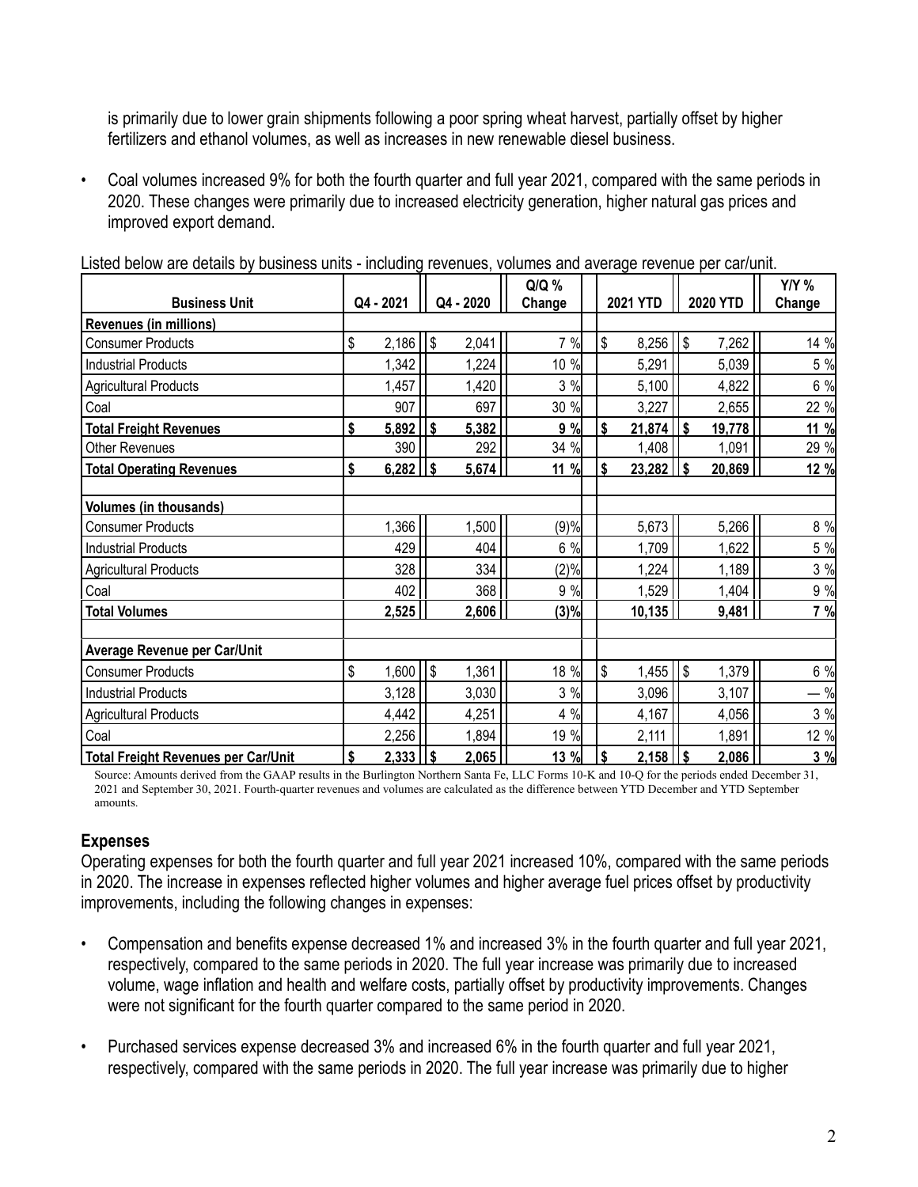is primarily due to lower grain shipments following a poor spring wheat harvest, partially offset by higher fertilizers and ethanol volumes, as well as increases in new renewable diesel business.

- Coal volumes increased 9% for both the fourth quarter and full year 2021, compared with the same periods in 2020. These changes were primarily due to increased electricity generation, higher natural gas prices and improved export demand.

Listed below are details by business units - including revenues, volumes and average revenue per car/unit.

| Business Unit | Q4 - 2021 | Q4 - 2020 | Q/Q % Change | 2021 YTD | 2020 YTD | Y/Y % Change |
|---|---|---|---|---|---|---|
| **Revenues (in millions)** | | | | | | |
| Consumer Products | $ 2,186 | $ 2,041 | 7 % | $ 8,256 | $ 7,262 | 14 % |
| Industrial Products | 1,342 | 1,224 | 10 % | 5,291 | 5,039 | 5 % |
| Agricultural Products | 1,457 | 1,420 | 3 % | 5,100 | 4,822 | 6 % |
| Coal | 907 | 697 | 30 % | 3,227 | 2,655 | 22 % |
| **Total Freight Revenues** | **$ 5,892** | **$ 5,382** | **9 %** | **$ 21,874** | **$ 19,778** | **11 %** |
| Other Revenues | 390 | 292 | 34 % | 1,408 | 1,091 | 29 % |
| **Total Operating Revenues** | **$ 6,282** | **$ 5,674** | **11 %** | **$ 23,282** | **$ 20,869** | **12 %** |
| | | | | | | |
| **Volumes (in thousands)** | | | | | | |
| Consumer Products | 1,366 | 1,500 | (9)% | 5,673 | 5,266 | 8 % |
| Industrial Products | 429 | 404 | 6 % | 1,709 | 1,622 | 5 % |
| Agricultural Products | 328 | 334 | (2)% | 1,224 | 1,189 | 3 % |
| Coal | 402 | 368 | 9 % | 1,529 | 1,404 | 9 % |
| **Total Volumes** | **2,525** | **2,606** | **(3)%** | **10,135** | **9,481** | **7 %** |
| | | | | | | |
| **Average Revenue per Car/Unit** | | | | | | |
| Consumer Products | $ 1,600 | $ 1,361 | 18 % | $ 1,455 | $ 1,379 | 6 % |
| Industrial Products | 3,128 | 3,030 | 3 % | 3,096 | 3,107 | — % |
| Agricultural Products | 4,442 | 4,251 | 4 % | 4,167 | 4,056 | 3 % |
| Coal | 2,256 | 1,894 | 19 % | 2,111 | 1,891 | 12 % |
| **Total Freight Revenues per Car/Unit** | **$ 2,333** | **$ 2,065** | **13 %** | **$ 2,158** | **$ 2,086** | **3 %** |

Source: Amounts derived from the GAAP results in the Burlington Northern Santa Fe, LLC Forms 10-K and 10-Q for the periods ended December 31, 2021 and September 30, 2021. Fourth-quarter revenues and volumes are calculated as the difference between YTD December and YTD September amounts.

## Expenses

Operating expenses for both the fourth quarter and full year 2021 increased 10%, compared with the same periods in 2020. The increase in expenses reflected higher volumes and higher average fuel prices offset by productivity improvements, including the following changes in expenses:

- Compensation and benefits expense decreased 1% and increased 3% in the fourth quarter and full year 2021, respectively, compared to the same periods in 2020. The full year increase was primarily due to increased volume, wage inflation and health and welfare costs, partially offset by productivity improvements. Changes were not significant for the fourth quarter compared to the same period in 2020.

- Purchased services expense decreased 3% and increased 6% in the fourth quarter and full year 2021, respectively, compared with the same periods in 2020. The full year increase was primarily due to higher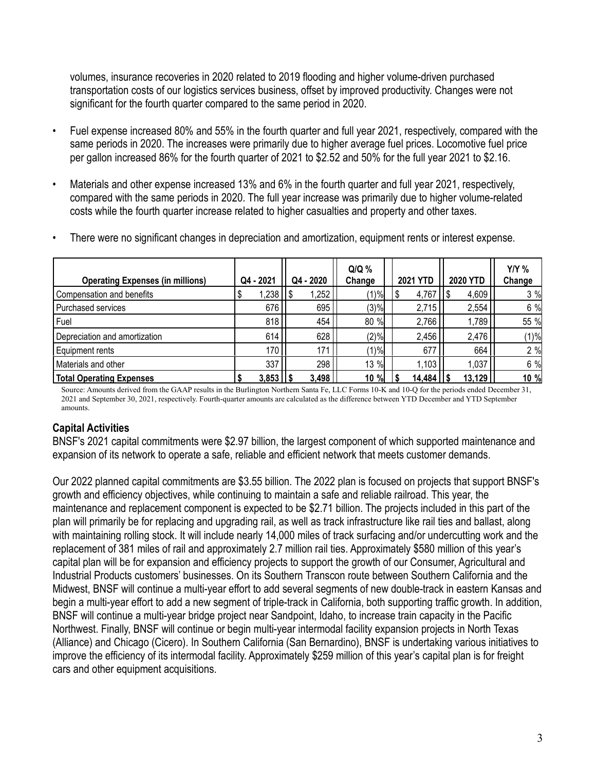volumes, insurance recoveries in 2020 related to 2019 flooding and higher volume-driven purchased transportation costs of our logistics services business, offset by improved productivity. Changes were not significant for the fourth quarter compared to the same period in 2020.

- Fuel expense increased 80% and 55% in the fourth quarter and full year 2021, respectively, compared with the same periods in 2020. The increases were primarily due to higher average fuel prices. Locomotive fuel price per gallon increased 86% for the fourth quarter of 2021 to $2.52 and 50% for the full year 2021 to $2.16.
- Materials and other expense increased 13% and 6% in the fourth quarter and full year 2021, respectively, compared with the same periods in 2020. The full year increase was primarily due to higher volume-related costs while the fourth quarter increase related to higher casualties and property and other taxes.
- There were no significant changes in depreciation and amortization, equipment rents or interest expense.

| Operating Expenses (in millions) | Q4 - 2021 | Q4 - 2020 | Q/Q % Change | 2021 YTD | 2020 YTD | Y/Y % Change |
|---|---|---|---|---|---|---|
| Compensation and benefits | $ 1,238 | $ 1,252 | (1)% | $ 4,767 | $ 4,609 | 3 % |
| Purchased services | 676 | 695 | (3)% | 2,715 | 2,554 | 6 % |
| Fuel | 818 | 454 | 80 % | 2,766 | 1,789 | 55 % |
| Depreciation and amortization | 614 | 628 | (2)% | 2,456 | 2,476 | (1)% |
| Equipment rents | 170 | 171 | (1)% | 677 | 664 | 2 % |
| Materials and other | 337 | 298 | 13 % | 1,103 | 1,037 | 6 % |
| **Total Operating Expenses** | **$ 3,853** | **$ 3,498** | **10 %** | **$ 14,484** | **$ 13,129** | **10 %** |

Source: Amounts derived from the GAAP results in the Burlington Northern Santa Fe, LLC Forms 10-K and 10-Q for the periods ended December 31, 2021 and September 30, 2021, respectively. Fourth-quarter amounts are calculated as the difference between YTD December and YTD September amounts.

## Capital Activities

BNSF's 2021 capital commitments were $2.97 billion, the largest component of which supported maintenance and expansion of its network to operate a safe, reliable and efficient network that meets customer demands.

Our 2022 planned capital commitments are $3.55 billion. The 2022 plan is focused on projects that support BNSF's growth and efficiency objectives, while continuing to maintain a safe and reliable railroad. This year, the maintenance and replacement component is expected to be $2.71 billion. The projects included in this part of the plan will primarily be for replacing and upgrading rail, as well as track infrastructure like rail ties and ballast, along with maintaining rolling stock. It will include nearly 14,000 miles of track surfacing and/or undercutting work and the replacement of 381 miles of rail and approximately 2.7 million rail ties. Approximately $580 million of this year's capital plan will be for expansion and efficiency projects to support the growth of our Consumer, Agricultural and Industrial Products customers' businesses. On its Southern Transcon route between Southern California and the Midwest, BNSF will continue a multi-year effort to add several segments of new double-track in eastern Kansas and begin a multi-year effort to add a new segment of triple-track in California, both supporting traffic growth. In addition, BNSF will continue a multi-year bridge project near Sandpoint, Idaho, to increase train capacity in the Pacific Northwest. Finally, BNSF will continue or begin multi-year intermodal facility expansion projects in North Texas (Alliance) and Chicago (Cicero). In Southern California (San Bernardino), BNSF is undertaking various initiatives to improve the efficiency of its intermodal facility. Approximately $259 million of this year's capital plan is for freight cars and other equipment acquisitions.